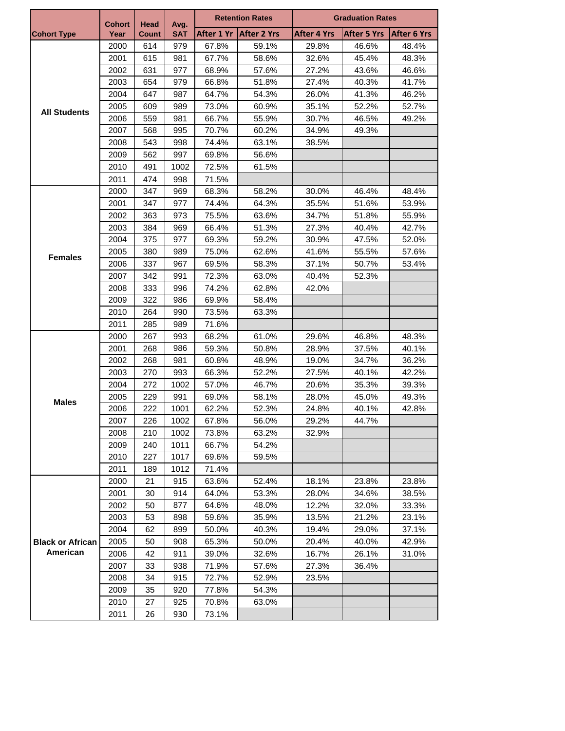| Cohort Type | Cohort Year | Head Count | Avg. SAT | Retention Rates | | Graduation Rates | | |
|---|---|---|---|---|---|---|---|---|
| | | | | After 1 Yr | After 2 Yrs | After 4 Yrs | After 5 Yrs | After 6 Yrs |
| All Students | 2000 | 614 | 979 | 67.8% | 59.1% | 29.8% | 46.6% | 48.4% |
| | 2001 | 615 | 981 | 67.7% | 58.6% | 32.6% | 45.4% | 48.3% |
| | 2002 | 631 | 977 | 68.9% | 57.6% | 27.2% | 43.6% | 46.6% |
| | 2003 | 654 | 979 | 66.8% | 51.8% | 27.4% | 40.3% | 41.7% |
| | 2004 | 647 | 987 | 64.7% | 54.3% | 26.0% | 41.3% | 46.2% |
| | 2005 | 609 | 989 | 73.0% | 60.9% | 35.1% | 52.2% | 52.7% |
| | 2006 | 559 | 981 | 66.7% | 55.9% | 30.7% | 46.5% | 49.2% |
| | 2007 | 568 | 995 | 70.7% | 60.2% | 34.9% | 49.3% | |
| | 2008 | 543 | 998 | 74.4% | 63.1% | 38.5% | | |
| | 2009 | 562 | 997 | 69.8% | 56.6% | | | |
| | 2010 | 491 | 1002 | 72.5% | 61.5% | | | |
| | 2011 | 474 | 998 | 71.5% | | | | |
| Females | 2000 | 347 | 969 | 68.3% | 58.2% | 30.0% | 46.4% | 48.4% |
| | 2001 | 347 | 977 | 74.4% | 64.3% | 35.5% | 51.6% | 53.9% |
| | 2002 | 363 | 973 | 75.5% | 63.6% | 34.7% | 51.8% | 55.9% |
| | 2003 | 384 | 969 | 66.4% | 51.3% | 27.3% | 40.4% | 42.7% |
| | 2004 | 375 | 977 | 69.3% | 59.2% | 30.9% | 47.5% | 52.0% |
| | 2005 | 380 | 989 | 75.0% | 62.6% | 41.6% | 55.5% | 57.6% |
| | 2006 | 337 | 967 | 69.5% | 58.3% | 37.1% | 50.7% | 53.4% |
| | 2007 | 342 | 991 | 72.3% | 63.0% | 40.4% | 52.3% | |
| | 2008 | 333 | 996 | 74.2% | 62.8% | 42.0% | | |
| | 2009 | 322 | 986 | 69.9% | 58.4% | | | |
| | 2010 | 264 | 990 | 73.5% | 63.3% | | | |
| | 2011 | 285 | 989 | 71.6% | | | | |
| Males | 2000 | 267 | 993 | 68.2% | 61.0% | 29.6% | 46.8% | 48.3% |
| | 2001 | 268 | 986 | 59.3% | 50.8% | 28.9% | 37.5% | 40.1% |
| | 2002 | 268 | 981 | 60.8% | 48.9% | 19.0% | 34.7% | 36.2% |
| | 2003 | 270 | 993 | 66.3% | 52.2% | 27.5% | 40.1% | 42.2% |
| | 2004 | 272 | 1002 | 57.0% | 46.7% | 20.6% | 35.3% | 39.3% |
| | 2005 | 229 | 991 | 69.0% | 58.1% | 28.0% | 45.0% | 49.3% |
| | 2006 | 222 | 1001 | 62.2% | 52.3% | 24.8% | 40.1% | 42.8% |
| | 2007 | 226 | 1002 | 67.8% | 56.0% | 29.2% | 44.7% | |
| | 2008 | 210 | 1002 | 73.8% | 63.2% | 32.9% | | |
| | 2009 | 240 | 1011 | 66.7% | 54.2% | | | |
| | 2010 | 227 | 1017 | 69.6% | 59.5% | | | |
| | 2011 | 189 | 1012 | 71.4% | | | | |
| Black or African American | 2000 | 21 | 915 | 63.6% | 52.4% | 18.1% | 23.8% | 23.8% |
| | 2001 | 30 | 914 | 64.0% | 53.3% | 28.0% | 34.6% | 38.5% |
| | 2002 | 50 | 877 | 64.6% | 48.0% | 12.2% | 32.0% | 33.3% |
| | 2003 | 53 | 898 | 59.6% | 35.9% | 13.5% | 21.2% | 23.1% |
| | 2004 | 62 | 899 | 50.0% | 40.3% | 19.4% | 29.0% | 37.1% |
| | 2005 | 50 | 908 | 65.3% | 50.0% | 20.4% | 40.0% | 42.9% |
| | 2006 | 42 | 911 | 39.0% | 32.6% | 16.7% | 26.1% | 31.0% |
| | 2007 | 33 | 938 | 71.9% | 57.6% | 27.3% | 36.4% | |
| | 2008 | 34 | 915 | 72.7% | 52.9% | 23.5% | | |
| | 2009 | 35 | 920 | 77.8% | 54.3% | | | |
| | 2010 | 27 | 925 | 70.8% | 63.0% | | | |
| | 2011 | 26 | 930 | 73.1% | | | | |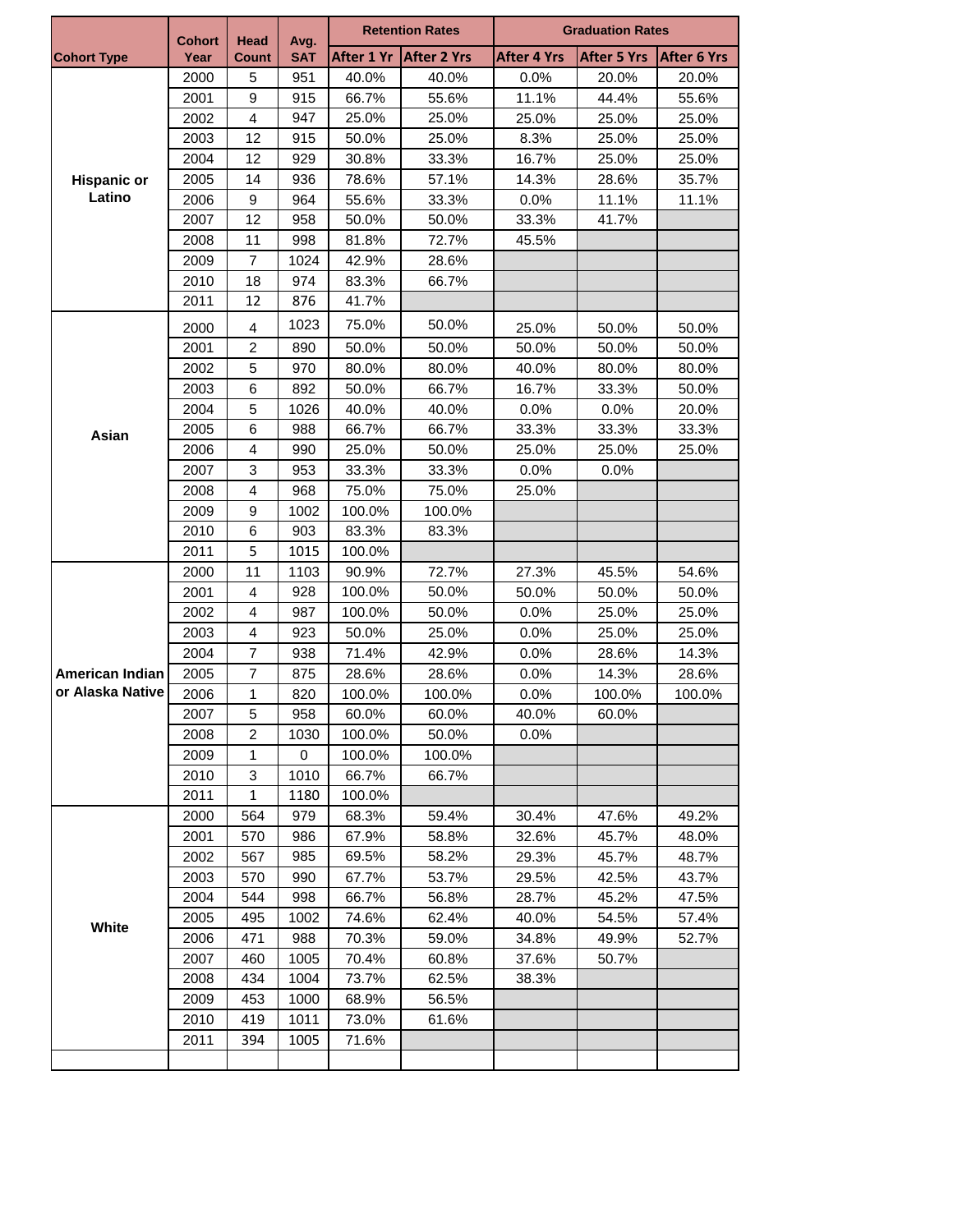| Cohort Type | Cohort Year | Head Count | Avg. SAT | Retention Rates | | Graduation Rates | | |
|---|---|---|---|---|---|---|---|---|
| | | | | After 1 Yr | After 2 Yrs | After 4 Yrs | After 5 Yrs | After 6 Yrs |
| Hispanic or Latino | 2000 | 5 | 951 | 40.0% | 40.0% | 0.0% | 20.0% | 20.0% |
| | 2001 | 9 | 915 | 66.7% | 55.6% | 11.1% | 44.4% | 55.6% |
| | 2002 | 4 | 947 | 25.0% | 25.0% | 25.0% | 25.0% | 25.0% |
| | 2003 | 12 | 915 | 50.0% | 25.0% | 8.3% | 25.0% | 25.0% |
| | 2004 | 12 | 929 | 30.8% | 33.3% | 16.7% | 25.0% | 25.0% |
| | 2005 | 14 | 936 | 78.6% | 57.1% | 14.3% | 28.6% | 35.7% |
| | 2006 | 9 | 964 | 55.6% | 33.3% | 0.0% | 11.1% | 11.1% |
| | 2007 | 12 | 958 | 50.0% | 50.0% | 33.3% | 41.7% | |
| | 2008 | 11 | 998 | 81.8% | 72.7% | 45.5% | | |
| | 2009 | 7 | 1024 | 42.9% | 28.6% | | | |
| | 2010 | 18 | 974 | 83.3% | 66.7% | | | |
| | 2011 | 12 | 876 | 41.7% | | | | |
| Asian | 2000 | 4 | 1023 | 75.0% | 50.0% | 25.0% | 50.0% | 50.0% |
| | 2001 | 2 | 890 | 50.0% | 50.0% | 50.0% | 50.0% | 50.0% |
| | 2002 | 5 | 970 | 80.0% | 80.0% | 40.0% | 80.0% | 80.0% |
| | 2003 | 6 | 892 | 50.0% | 66.7% | 16.7% | 33.3% | 50.0% |
| | 2004 | 5 | 1026 | 40.0% | 40.0% | 0.0% | 0.0% | 20.0% |
| | 2005 | 6 | 988 | 66.7% | 66.7% | 33.3% | 33.3% | 33.3% |
| | 2006 | 4 | 990 | 25.0% | 50.0% | 25.0% | 25.0% | 25.0% |
| | 2007 | 3 | 953 | 33.3% | 33.3% | 0.0% | 0.0% | |
| | 2008 | 4 | 968 | 75.0% | 75.0% | 25.0% | | |
| | 2009 | 9 | 1002 | 100.0% | 100.0% | | | |
| | 2010 | 6 | 903 | 83.3% | 83.3% | | | |
| | 2011 | 5 | 1015 | 100.0% | | | | |
| American Indian or Alaska Native | 2000 | 11 | 1103 | 90.9% | 72.7% | 27.3% | 45.5% | 54.6% |
| | 2001 | 4 | 928 | 100.0% | 50.0% | 50.0% | 50.0% | 50.0% |
| | 2002 | 4 | 987 | 100.0% | 50.0% | 0.0% | 25.0% | 25.0% |
| | 2003 | 4 | 923 | 50.0% | 25.0% | 0.0% | 25.0% | 25.0% |
| | 2004 | 7 | 938 | 71.4% | 42.9% | 0.0% | 28.6% | 14.3% |
| | 2005 | 7 | 875 | 28.6% | 28.6% | 0.0% | 14.3% | 28.6% |
| | 2006 | 1 | 820 | 100.0% | 100.0% | 0.0% | 100.0% | 100.0% |
| | 2007 | 5 | 958 | 60.0% | 60.0% | 40.0% | 60.0% | |
| | 2008 | 2 | 1030 | 100.0% | 50.0% | 0.0% | | |
| | 2009 | 1 | 0 | 100.0% | 100.0% | | | |
| | 2010 | 3 | 1010 | 66.7% | 66.7% | | | |
| | 2011 | 1 | 1180 | 100.0% | | | | |
| White | 2000 | 564 | 979 | 68.3% | 59.4% | 30.4% | 47.6% | 49.2% |
| | 2001 | 570 | 986 | 67.9% | 58.8% | 32.6% | 45.7% | 48.0% |
| | 2002 | 567 | 985 | 69.5% | 58.2% | 29.3% | 45.7% | 48.7% |
| | 2003 | 570 | 990 | 67.7% | 53.7% | 29.5% | 42.5% | 43.7% |
| | 2004 | 544 | 998 | 66.7% | 56.8% | 28.7% | 45.2% | 47.5% |
| | 2005 | 495 | 1002 | 74.6% | 62.4% | 40.0% | 54.5% | 57.4% |
| | 2006 | 471 | 988 | 70.3% | 59.0% | 34.8% | 49.9% | 52.7% |
| | 2007 | 460 | 1005 | 70.4% | 60.8% | 37.6% | 50.7% | |
| | 2008 | 434 | 1004 | 73.7% | 62.5% | 38.3% | | |
| | 2009 | 453 | 1000 | 68.9% | 56.5% | | | |
| | 2010 | 419 | 1011 | 73.0% | 61.6% | | | |
| | 2011 | 394 | 1005 | 71.6% | | | | |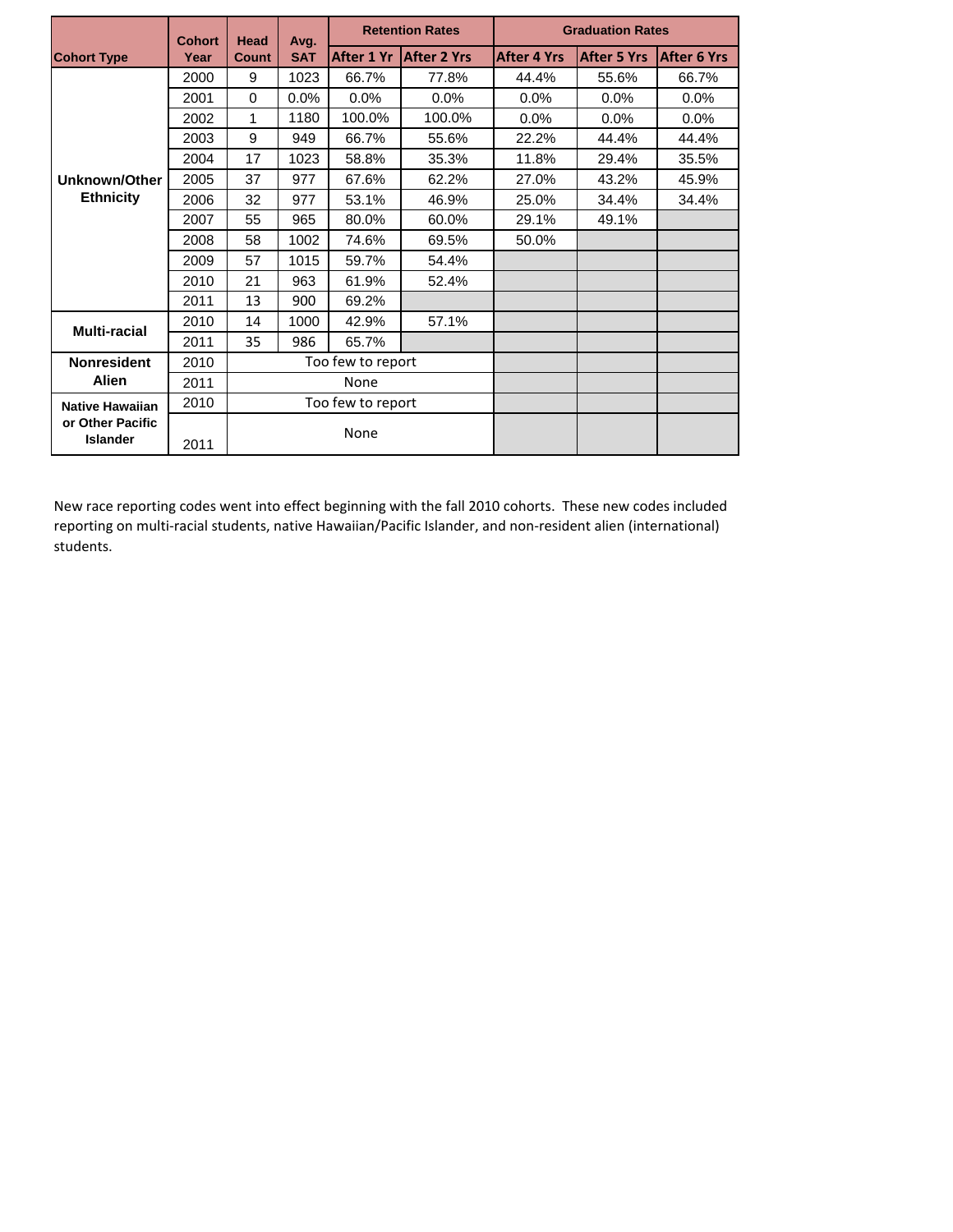| Cohort Type | Cohort Year | Head Count | Avg. SAT | Retention Rates | | Graduation Rates | | |
|---|---|---|---|---|---|---|---|---|
| | | | | After 1 Yr | After 2 Yrs | After 4 Yrs | After 5 Yrs | After 6 Yrs |
| Unknown/Other Ethnicity | 2000 | 9 | 1023 | 66.7% | 77.8% | 44.4% | 55.6% | 66.7% |
| | 2001 | 0 | 0.0% | 0.0% | 0.0% | 0.0% | 0.0% | 0.0% |
| | 2002 | 1 | 1180 | 100.0% | 100.0% | 0.0% | 0.0% | 0.0% |
| | 2003 | 9 | 949 | 66.7% | 55.6% | 22.2% | 44.4% | 44.4% |
| | 2004 | 17 | 1023 | 58.8% | 35.3% | 11.8% | 29.4% | 35.5% |
| | 2005 | 37 | 977 | 67.6% | 62.2% | 27.0% | 43.2% | 45.9% |
| | 2006 | 32 | 977 | 53.1% | 46.9% | 25.0% | 34.4% | 34.4% |
| | 2007 | 55 | 965 | 80.0% | 60.0% | 29.1% | 49.1% | |
| | 2008 | 58 | 1002 | 74.6% | 69.5% | 50.0% | | |
| | 2009 | 57 | 1015 | 59.7% | 54.4% | | | |
| | 2010 | 21 | 963 | 61.9% | 52.4% | | | |
| | 2011 | 13 | 900 | 69.2% | | | | |
| Multi-racial | 2010 | 14 | 1000 | 42.9% | 57.1% | | | |
| | 2011 | 35 | 986 | 65.7% | | | | |
| Nonresident Alien | 2010 | Too few to report | | | | | | |
| | 2011 | None | | | | | | |
| Native Hawaiian or Other Pacific Islander | 2010 | Too few to report | | | | | | |
| | 2011 | None | | | | | | |

New race reporting codes went into effect beginning with the fall 2010 cohorts. These new codes included reporting on multi-racial students, native Hawaiian/Pacific Islander, and non-resident alien (international) students.